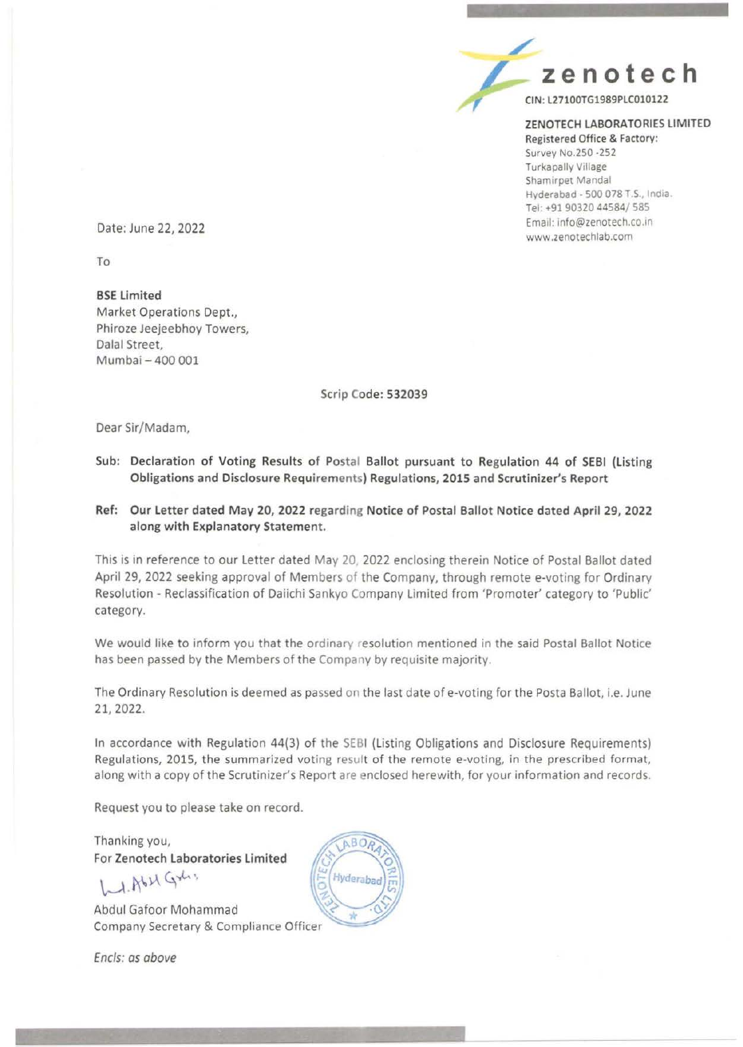**zenotech**

CIN: L27100TG1989PLC010122

**ZENOTECH LABORATORIES LIMITED**
Registered Office & Factory:
Survey No.250 -252
Turkapally Village
Shamirpet Mandal
Hyderabad - 500 078 T.S., India.
Tel: +91 90320 44584/ 585
Email: info@zenotech.co.in
www.zenotechlab.com

Date: June 22, 2022

To

**BSE Limited**
Market Operations Dept.,
Phiroze Jeejeebhoy Towers,
Dalal Street,
Mumbai – 400 001

Scrip Code: **532039**

Dear Sir/Madam,

Sub: **Declaration of Voting Results of Postal Ballot pursuant to Regulation 44 of SEBI (Listing Obligations and Disclosure Requirements) Regulations, 2015 and Scrutinizer's Report**

**Ref: Our Letter dated May 20, 2022 regarding Notice of Postal Ballot Notice dated April 29, 2022 along with Explanatory Statement.**

This is in reference to our Letter dated May 20, 2022 enclosing therein Notice of Postal Ballot dated April 29, 2022 seeking approval of Members of the Company, through remote e-voting for Ordinary Resolution - Reclassification of Daiichi Sankyo Company Limited from 'Promoter' category to 'Public' category.

We would like to inform you that the ordinary resolution mentioned in the said Postal Ballot Notice has been passed by the Members of the Company by requisite majority.

The Ordinary Resolution is deemed as passed on the last date of e-voting for the Posta Ballot, i.e. June 21, 2022.

In accordance with Regulation 44(3) of the SEBI (Listing Obligations and Disclosure Requirements) Regulations, 2015, the summarized voting result of the remote e-voting, in the prescribed format, along with a copy of the Scrutinizer's Report are enclosed herewith, for your information and records.

Request you to please take on record.

Thanking you,
For **Zenotech Laboratories Limited**

Abdul Gafoor Mohammad
Company Secretary & Compliance Officer

*Encls: as above*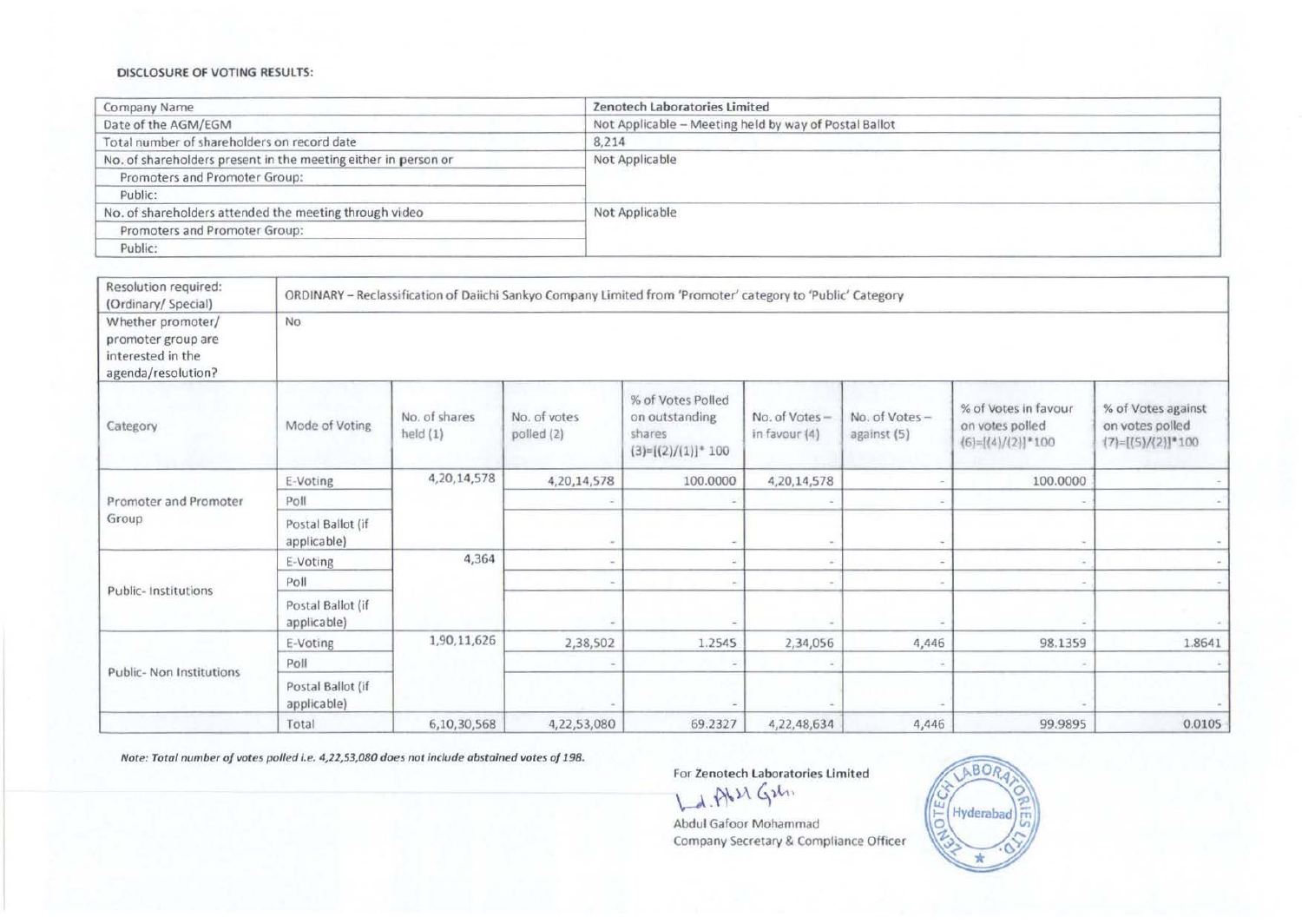**DISCLOSURE OF VOTING RESULTS:**

| Company Name | Zenotech Laboratories Limited |
|---|---|
| Date of the AGM/EGM | Not Applicable – Meeting held by way of Postal Ballot |
| Total number of shareholders on record date | 8,214 |
| No. of shareholders present in the meeting either in person or | Not Applicable |
| Promoters and Promoter Group: | |
| Public: | |
| No. of shareholders attended the meeting through video | Not Applicable |
| Promoters and Promoter Group: | |
| Public: | |

| Resolution required: (Ordinary/ Special) | ORDINARY – Reclassification of Daiichi Sankyo Company Limited from 'Promoter' category to 'Public' Category | | | | | | | |
|---|---|---|---|---|---|---|---|---|
| Whether promoter/ promoter group are interested in the agenda/resolution? | No | | | | | | | |
| Category | Mode of Voting | No. of shares held (1) | No. of votes polled (2) | % of Votes Polled on outstanding shares (3)=[(2)/(1)]* 100 | No. of Votes – in favour (4) | No. of Votes – against (5) | % of Votes in favour on votes polled (6)=[(4)/(2)]*100 | % of Votes against on votes polled (7)=[(5)/(2)]*100 |
| Promoter and Promoter Group | E-Voting | 4,20,14,578 | 4,20,14,578 | 100.0000 | 4,20,14,578 | - | 100.0000 | - |
| | Poll | | - | - | - | - | - | - |
| | Postal Ballot (if applicable) | | - | - | - | - | - | - |
| Public- Institutions | E-Voting | 4,364 | - | - | - | - | - | - |
| | Poll | | - | - | - | - | - | - |
| | Postal Ballot (if applicable) | | - | - | - | - | - | - |
| Public- Non Institutions | E-Voting | 1,90,11,626 | 2,38,502 | 1.2545 | 2,34,056 | 4,446 | 98.1359 | 1.8641 |
| | Poll | | - | - | - | - | - | - |
| | Postal Ballot (if applicable) | | - | - | - | - | - | - |
| | Total | 6,10,30,568 | 4,22,53,080 | 69.2327 | 4,22,48,634 | 4,446 | 99.9895 | 0.0105 |

*Note: Total number of votes polled i.e. 4,22,53,080 does not include abstained votes of 198.*

For Zenotech Laboratories Limited

Abdul Gafoor Mohammad
Company Secretary & Compliance Officer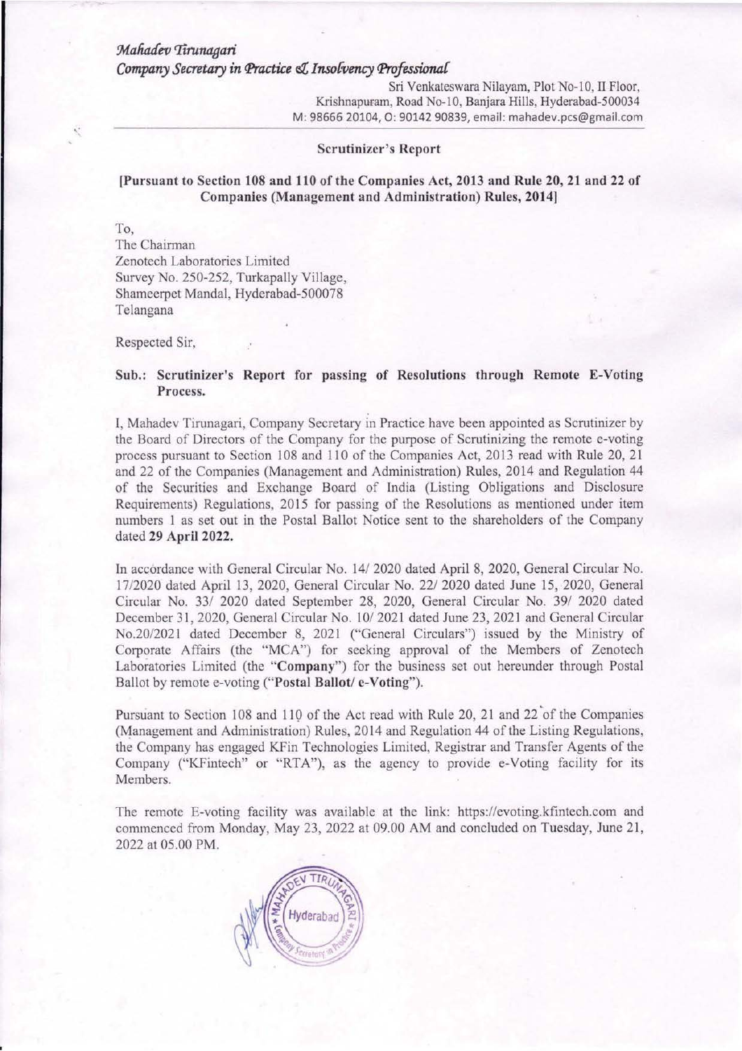*Mahadev Tirunagari*
*Company Secretary in Practice & Insolvency Professional*

Sri Venkateswara Nilayam, Plot No-10, II Floor,
Krishnapuram, Road No-10, Banjara Hills, Hyderabad-500034
M: 98666 20104, O: 90142 90839, email: mahadev.pcs@gmail.com

## Scrutinizer's Report

**[Pursuant to Section 108 and 110 of the Companies Act, 2013 and Rule 20, 21 and 22 of Companies (Management and Administration) Rules, 2014]**

To,
The Chairman
Zenotech Laboratories Limited
Survey No. 250-252, Turkapally Village,
Shameerpet Mandal, Hyderabad-500078
Telangana

Respected Sir,

**Sub.: Scrutinizer's Report for passing of Resolutions through Remote E-Voting Process.**

I, Mahadev Tirunagari, Company Secretary in Practice have been appointed as Scrutinizer by the Board of Directors of the Company for the purpose of Scrutinizing the remote e-voting process pursuant to Section 108 and 110 of the Companies Act, 2013 read with Rule 20, 21 and 22 of the Companies (Management and Administration) Rules, 2014 and Regulation 44 of the Securities and Exchange Board of India (Listing Obligations and Disclosure Requirements) Regulations, 2015 for passing of the Resolutions as mentioned under item numbers 1 as set out in the Postal Ballot Notice sent to the shareholders of the Company dated **29 April 2022.**

In accordance with General Circular No. 14/ 2020 dated April 8, 2020, General Circular No. 17/2020 dated April 13, 2020, General Circular No. 22/ 2020 dated June 15, 2020, General Circular No. 33/ 2020 dated September 28, 2020, General Circular No. 39/ 2020 dated December 31, 2020, General Circular No. 10/ 2021 dated June 23, 2021 and General Circular No.20/2021 dated December 8, 2021 ("General Circulars") issued by the Ministry of Corporate Affairs (the "MCA") for seeking approval of the Members of Zenotech Laboratories Limited (the "**Company**") for the business set out hereunder through Postal Ballot by remote e-voting ("**Postal Ballot/ e-Voting**").

Pursuant to Section 108 and 110 of the Act read with Rule 20, 21 and 22 of the Companies (Management and Administration) Rules, 2014 and Regulation 44 of the Listing Regulations, the Company has engaged KFin Technologies Limited, Registrar and Transfer Agents of the Company ("KFintech" or "RTA"), as the agency to provide e-Voting facility for its Members.

The remote E-voting facility was available at the link: https://evoting.kfintech.com and commenced from Monday, May 23, 2022 at 09.00 AM and concluded on Tuesday, June 21, 2022 at 05.00 PM.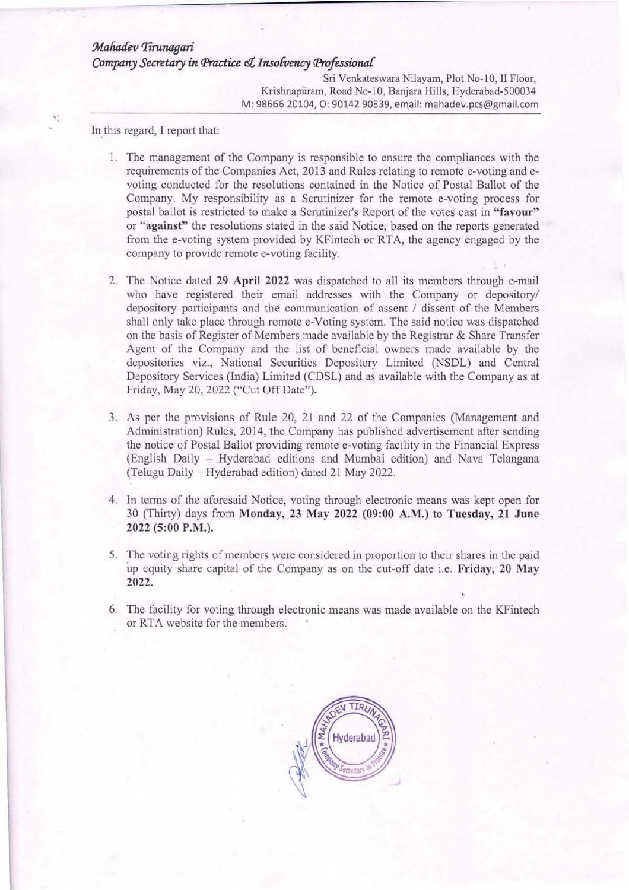*Mahadev Tirunagari*
*Company Secretary in Practice & Insolvency Professional*

Sri Venkateswara Nilayam, Plot No-10, II Floor,
Krishnapuram, Road No-10, Banjara Hills, Hyderabad-500034
M: 98666 20104, O: 90142 90839, email: mahadev.pcs@gmail.com

In this regard, I report that:

1. The management of the Company is responsible to ensure the compliances with the requirements of the Companies Act, 2013 and Rules relating to remote e-voting and e-voting conducted for the resolutions contained in the Notice of Postal Ballot of the Company. My responsibility as a Scrutinizer for the remote e-voting process for postal ballot is restricted to make a Scrutinizer's Report of the votes cast in **"favour"** or **"against"** the resolutions stated in the said Notice, based on the reports generated from the e-voting system provided by KFintech or RTA, the agency engaged by the company to provide remote e-voting facility.

2. The Notice dated **29 April 2022** was dispatched to all its members through e-mail who have registered their email addresses with the Company or depository/ depository participants and the communication of assent / dissent of the Members shall only take place through remote e-Voting system. The said notice was dispatched on the basis of Register of Members made available by the Registrar & Share Transfer Agent of the Company and the list of beneficial owners made available by the depositories viz., National Securities Depository Limited (NSDL) and Central Depository Services (India) Limited (CDSL) and as available with the Company as at Friday, May 20, 2022 ("Cut Off Date").

3. As per the provisions of Rule 20, 21 and 22 of the Companies (Management and Administration) Rules, 2014, the Company has published advertisement after sending the notice of Postal Ballot providing remote e-voting facility in the Financial Express (English Daily – Hyderabad editions and Mumbai edition) and Nava Telangana (Telugu Daily – Hyderabad edition) dated 21 May 2022.

4. In terms of the aforesaid Notice, voting through electronic means was kept open for 30 (Thirty) days from **Monday, 23 May 2022 (09:00 A.M.)** to **Tuesday, 21 June 2022 (5:00 P.M.).**

5. The voting rights of members were considered in proportion to their shares in the paid up equity share capital of the Company as on the cut-off date i.e. **Friday, 20 May 2022.**

6. The facility for voting through electronic means was made available on the KFintech or RTA website for the members.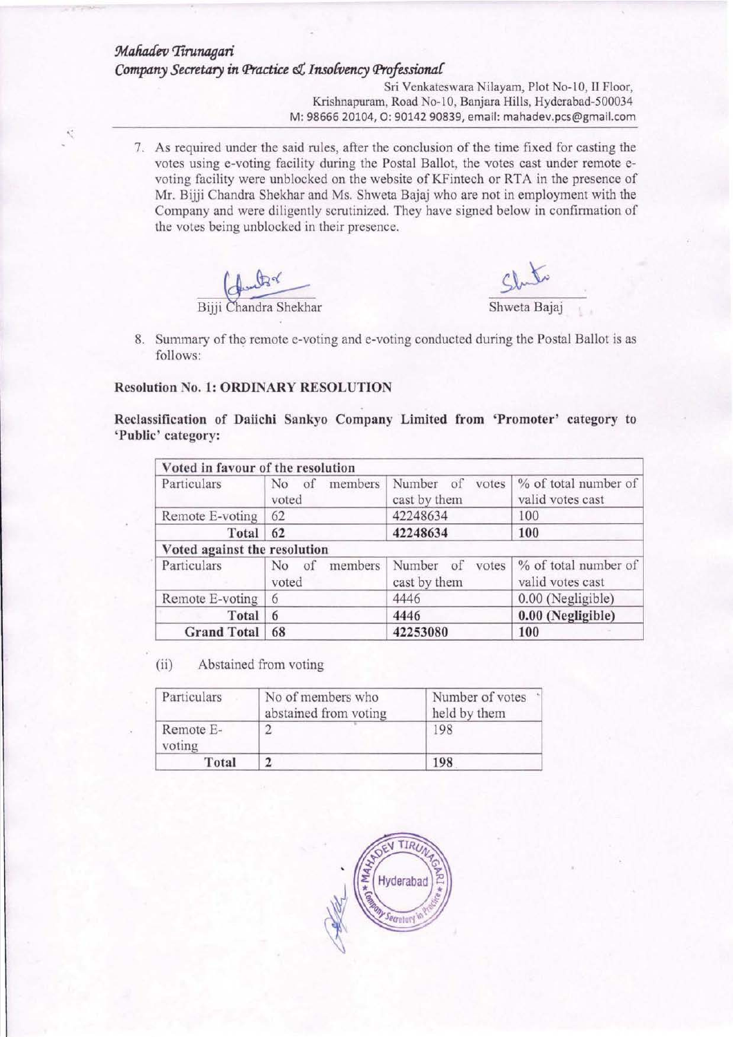*Mahadev Tirunagari*
*Company Secretary in Practice & Insolvency Professional*

Sri Venkateswara Nilayam, Plot No-10, II Floor,
Krishnapuram, Road No-10, Banjara Hills, Hyderabad-500034
M: 98666 20104, O: 90142 90839, email: mahadev.pcs@gmail.com

7. As required under the said rules, after the conclusion of the time fixed for casting the votes using e-voting facility during the Postal Ballot, the votes cast under remote e-voting facility were unblocked on the website of KFintech or RTA in the presence of Mr. Bijji Chandra Shekhar and Ms. Shweta Bajaj who are not in employment with the Company and were diligently scrutinized. They have signed below in confirmation of the votes being unblocked in their presence.

Bijji Chandra Shekhar

Shweta Bajaj

8. Summary of the remote e-voting and e-voting conducted during the Postal Ballot is as follows:

**Resolution No. 1: ORDINARY RESOLUTION**

**Reclassification of Daiichi Sankyo Company Limited from 'Promoter' category to 'Public' category:**

| **Voted in favour of the resolution** | | | |
|---|---|---|---|
| Particulars | No of members voted | Number of votes cast by them | % of total number of valid votes cast |
| Remote E-voting | 62 | 42248634 | 100 |
| **Total** | **62** | **42248634** | **100** |
| **Voted against the resolution** | | | |
| Particulars | No of members voted | Number of votes cast by them | % of total number of valid votes cast |
| Remote E-voting | 6 | 4446 | 0.00 (Negligible) |
| **Total** | **6** | **4446** | **0.00 (Negligible)** |
| **Grand Total** | **68** | **42253080** | **100** |

(ii) Abstained from voting

| Particulars | No of members who abstained from voting | Number of votes held by them |
|---|---|---|
| Remote E-voting | 2 | 198 |
| **Total** | **2** | **198** |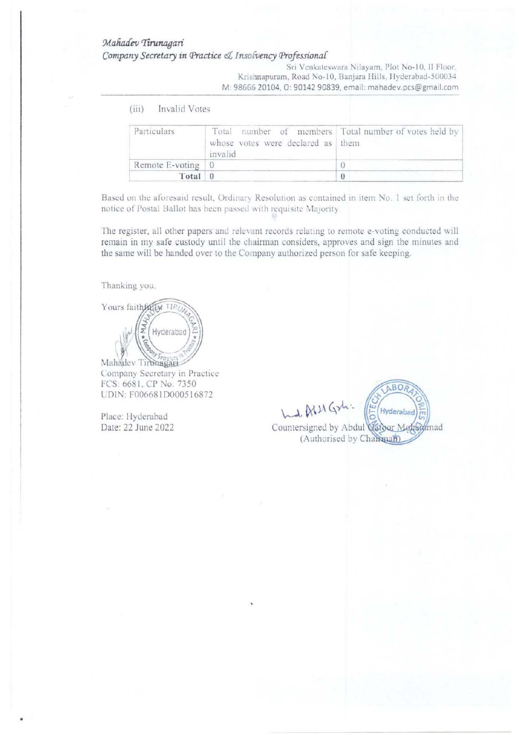*Mahadev Tirunagari*
*Company Secretary in Practice & Insolvency Professional*

Sri Venkateswara Nilayam, Plot No-10, II Floor,
Krishnapuram, Road No-10, Banjara Hills, Hyderabad-500034
M: 98666 20104, O: 90142 90839, email: mahadev.pcs@gmail.com

(iii) Invalid Votes

| Particulars | Total number of members whose votes were declared as invalid | Total number of votes held by them |
|---|---|---|
| Remote E-voting | 0 | 0 |
| **Total** | 0 | 0 |

Based on the aforesaid result, Ordinary Resolution as contained in item No. 1 set forth in the notice of Postal Ballot has been passed with requisite Majority.

The register, all other papers and relevant records relating to remote e-voting conducted will remain in my safe custody until the chairman considers, approves and sign the minutes and the same will be handed over to the Company authorized person for safe keeping.

Thanking you,

Yours faithfully

Mahadev Tirunagari
Company Secretary in Practice
FCS: 6681, CP No: 7350
UDIN: F006681D000516872

Place: Hyderabad
Date: 22 June 2022

Countersigned by Abdul Gafoor Mohammad
(Authorised by Chairman)